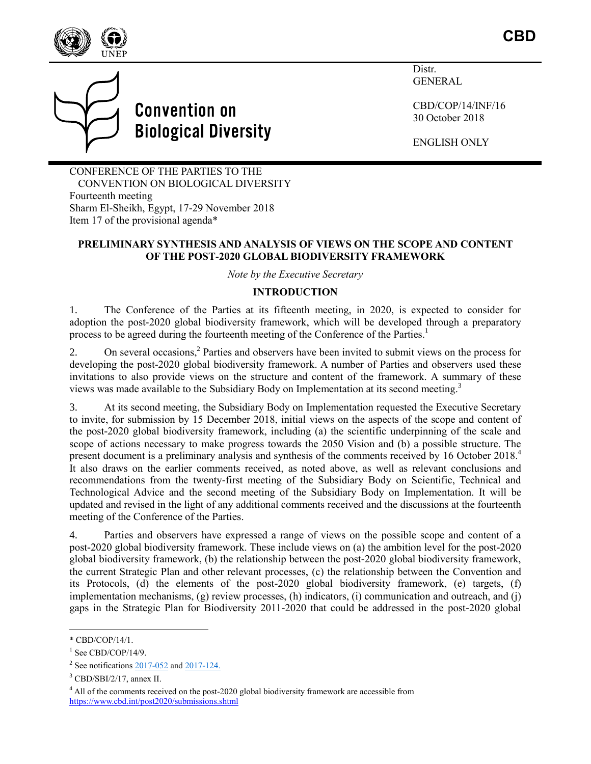**CBD**

UNEP

# Convention on Biological Diversity

Distr.
GENERAL

CBD/COP/14/INF/16
30 October 2018

ENGLISH ONLY

CONFERENCE OF THE PARTIES TO THE
CONVENTION ON BIOLOGICAL DIVERSITY
Fourteenth meeting
Sharm El-Sheikh, Egypt, 17-29 November 2018
Item 17 of the provisional agenda*

## PRELIMINARY SYNTHESIS AND ANALYSIS OF VIEWS ON THE SCOPE AND CONTENT OF THE POST-2020 GLOBAL BIODIVERSITY FRAMEWORK

*Note by the Executive Secretary*

### INTRODUCTION

1. The Conference of the Parties at its fifteenth meeting, in 2020, is expected to consider for adoption the post-2020 global biodiversity framework, which will be developed through a preparatory process to be agreed during the fourteenth meeting of the Conference of the Parties.[1]

2. On several occasions,[2] Parties and observers have been invited to submit views on the process for developing the post-2020 global biodiversity framework. A number of Parties and observers used these invitations to also provide views on the structure and content of the framework. A summary of these views was made available to the Subsidiary Body on Implementation at its second meeting.[3]

3. At its second meeting, the Subsidiary Body on Implementation requested the Executive Secretary to invite, for submission by 15 December 2018, initial views on the aspects of the scope and content of the post-2020 global biodiversity framework, including (a) the scientific underpinning of the scale and scope of actions necessary to make progress towards the 2050 Vision and (b) a possible structure. The present document is a preliminary analysis and synthesis of the comments received by 16 October 2018.[4] It also draws on the earlier comments received, as noted above, as well as relevant conclusions and recommendations from the twenty-first meeting of the Subsidiary Body on Scientific, Technical and Technological Advice and the second meeting of the Subsidiary Body on Implementation. It will be updated and revised in the light of any additional comments received and the discussions at the fourteenth meeting of the Conference of the Parties.

4. Parties and observers have expressed a range of views on the possible scope and content of a post-2020 global biodiversity framework. These include views on (a) the ambition level for the post-2020 global biodiversity framework, (b) the relationship between the post-2020 global biodiversity framework, the current Strategic Plan and other relevant processes, (c) the relationship between the Convention and its Protocols, (d) the elements of the post-2020 global biodiversity framework, (e) targets, (f) implementation mechanisms, (g) review processes, (h) indicators, (i) communication and outreach, and (j) gaps in the Strategic Plan for Biodiversity 2011-2020 that could be addressed in the post-2020 global

---

* CBD/COP/14/1.

[1] See CBD/COP/14/9.

[2] See notifications 2017-052 and 2017-124.

[3] CBD/SBI/2/17, annex II.

[4] All of the comments received on the post-2020 global biodiversity framework are accessible from https://www.cbd.int/post2020/submissions.shtml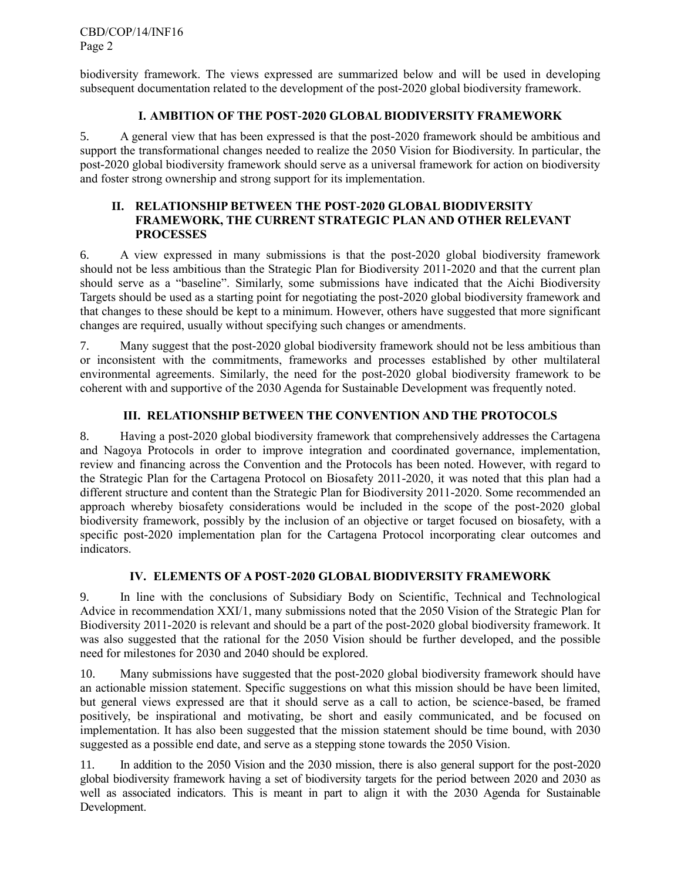biodiversity framework. The views expressed are summarized below and will be used in developing subsequent documentation related to the development of the post-2020 global biodiversity framework.

## I. AMBITION OF THE POST-2020 GLOBAL BIODIVERSITY FRAMEWORK

5. A general view that has been expressed is that the post-2020 framework should be ambitious and support the transformational changes needed to realize the 2050 Vision for Biodiversity. In particular, the post-2020 global biodiversity framework should serve as a universal framework for action on biodiversity and foster strong ownership and strong support for its implementation.

## II. RELATIONSHIP BETWEEN THE POST-2020 GLOBAL BIODIVERSITY FRAMEWORK, THE CURRENT STRATEGIC PLAN AND OTHER RELEVANT PROCESSES

6. A view expressed in many submissions is that the post-2020 global biodiversity framework should not be less ambitious than the Strategic Plan for Biodiversity 2011-2020 and that the current plan should serve as a "baseline". Similarly, some submissions have indicated that the Aichi Biodiversity Targets should be used as a starting point for negotiating the post-2020 global biodiversity framework and that changes to these should be kept to a minimum. However, others have suggested that more significant changes are required, usually without specifying such changes or amendments.

7. Many suggest that the post-2020 global biodiversity framework should not be less ambitious than or inconsistent with the commitments, frameworks and processes established by other multilateral environmental agreements. Similarly, the need for the post-2020 global biodiversity framework to be coherent with and supportive of the 2030 Agenda for Sustainable Development was frequently noted.

## III. RELATIONSHIP BETWEEN THE CONVENTION AND THE PROTOCOLS

8. Having a post-2020 global biodiversity framework that comprehensively addresses the Cartagena and Nagoya Protocols in order to improve integration and coordinated governance, implementation, review and financing across the Convention and the Protocols has been noted. However, with regard to the Strategic Plan for the Cartagena Protocol on Biosafety 2011-2020, it was noted that this plan had a different structure and content than the Strategic Plan for Biodiversity 2011-2020. Some recommended an approach whereby biosafety considerations would be included in the scope of the post-2020 global biodiversity framework, possibly by the inclusion of an objective or target focused on biosafety, with a specific post-2020 implementation plan for the Cartagena Protocol incorporating clear outcomes and indicators.

## IV. ELEMENTS OF A POST-2020 GLOBAL BIODIVERSITY FRAMEWORK

9. In line with the conclusions of Subsidiary Body on Scientific, Technical and Technological Advice in recommendation XXI/1, many submissions noted that the 2050 Vision of the Strategic Plan for Biodiversity 2011-2020 is relevant and should be a part of the post-2020 global biodiversity framework. It was also suggested that the rational for the 2050 Vision should be further developed, and the possible need for milestones for 2030 and 2040 should be explored.

10. Many submissions have suggested that the post-2020 global biodiversity framework should have an actionable mission statement. Specific suggestions on what this mission should be have been limited, but general views expressed are that it should serve as a call to action, be science-based, be framed positively, be inspirational and motivating, be short and easily communicated, and be focused on implementation. It has also been suggested that the mission statement should be time bound, with 2030 suggested as a possible end date, and serve as a stepping stone towards the 2050 Vision.

11. In addition to the 2050 Vision and the 2030 mission, there is also general support for the post-2020 global biodiversity framework having a set of biodiversity targets for the period between 2020 and 2030 as well as associated indicators. This is meant in part to align it with the 2030 Agenda for Sustainable Development.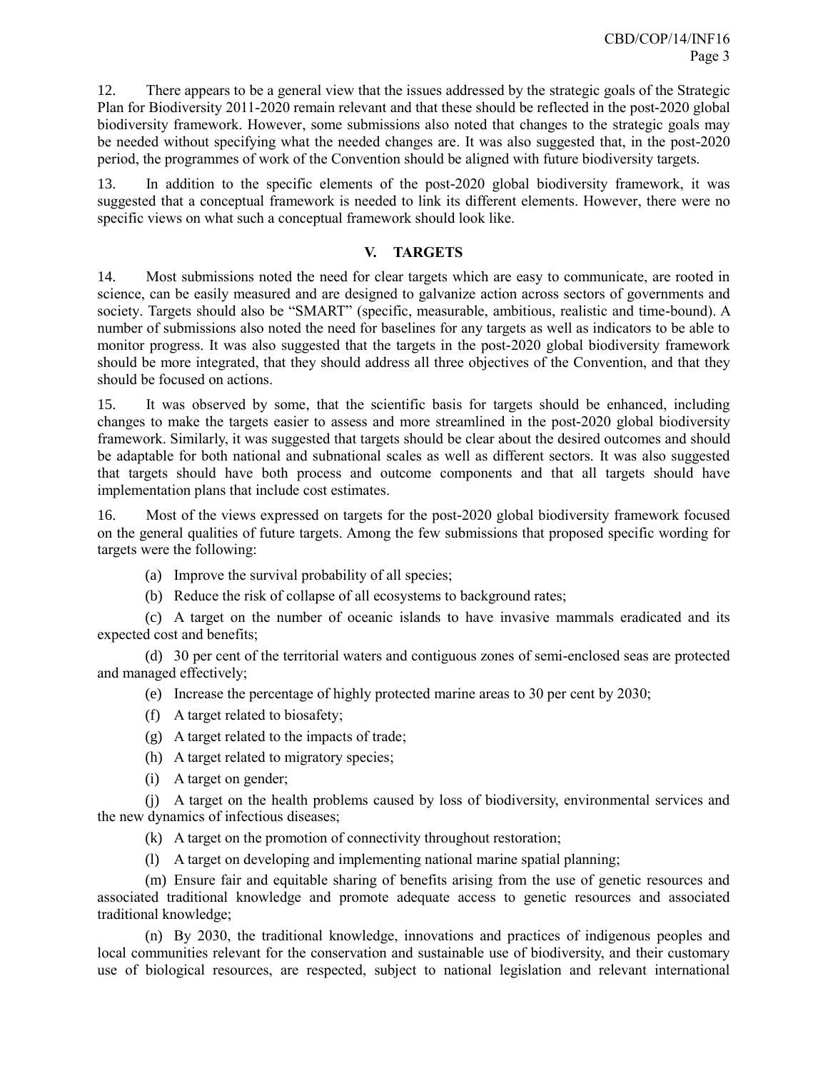12. There appears to be a general view that the issues addressed by the strategic goals of the Strategic Plan for Biodiversity 2011-2020 remain relevant and that these should be reflected in the post-2020 global biodiversity framework. However, some submissions also noted that changes to the strategic goals may be needed without specifying what the needed changes are. It was also suggested that, in the post-2020 period, the programmes of work of the Convention should be aligned with future biodiversity targets.

13. In addition to the specific elements of the post-2020 global biodiversity framework, it was suggested that a conceptual framework is needed to link its different elements. However, there were no specific views on what such a conceptual framework should look like.

## V. TARGETS

14. Most submissions noted the need for clear targets which are easy to communicate, are rooted in science, can be easily measured and are designed to galvanize action across sectors of governments and society. Targets should also be "SMART" (specific, measurable, ambitious, realistic and time-bound). A number of submissions also noted the need for baselines for any targets as well as indicators to be able to monitor progress. It was also suggested that the targets in the post-2020 global biodiversity framework should be more integrated, that they should address all three objectives of the Convention, and that they should be focused on actions.

15. It was observed by some, that the scientific basis for targets should be enhanced, including changes to make the targets easier to assess and more streamlined in the post-2020 global biodiversity framework. Similarly, it was suggested that targets should be clear about the desired outcomes and should be adaptable for both national and subnational scales as well as different sectors. It was also suggested that targets should have both process and outcome components and that all targets should have implementation plans that include cost estimates.

16. Most of the views expressed on targets for the post-2020 global biodiversity framework focused on the general qualities of future targets. Among the few submissions that proposed specific wording for targets were the following:

(a) Improve the survival probability of all species;

(b) Reduce the risk of collapse of all ecosystems to background rates;

(c) A target on the number of oceanic islands to have invasive mammals eradicated and its expected cost and benefits;

(d) 30 per cent of the territorial waters and contiguous zones of semi-enclosed seas are protected and managed effectively;

(e) Increase the percentage of highly protected marine areas to 30 per cent by 2030;

(f) A target related to biosafety;

(g) A target related to the impacts of trade;

(h) A target related to migratory species;

(i) A target on gender;

(j) A target on the health problems caused by loss of biodiversity, environmental services and the new dynamics of infectious diseases;

(k) A target on the promotion of connectivity throughout restoration;

(l) A target on developing and implementing national marine spatial planning;

(m) Ensure fair and equitable sharing of benefits arising from the use of genetic resources and associated traditional knowledge and promote adequate access to genetic resources and associated traditional knowledge;

(n) By 2030, the traditional knowledge, innovations and practices of indigenous peoples and local communities relevant for the conservation and sustainable use of biodiversity, and their customary use of biological resources, are respected, subject to national legislation and relevant international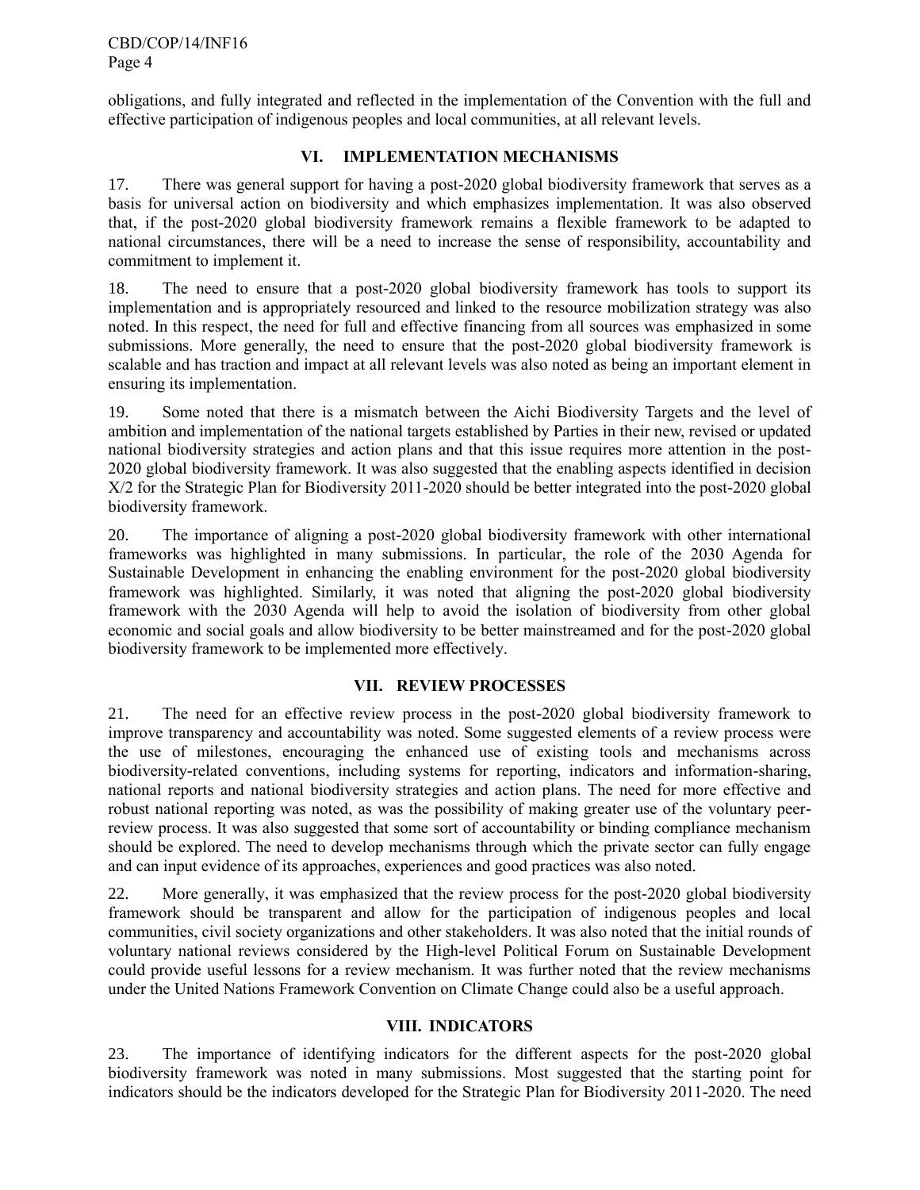obligations, and fully integrated and reflected in the implementation of the Convention with the full and effective participation of indigenous peoples and local communities, at all relevant levels.

## VI. IMPLEMENTATION MECHANISMS

17. There was general support for having a post-2020 global biodiversity framework that serves as a basis for universal action on biodiversity and which emphasizes implementation. It was also observed that, if the post-2020 global biodiversity framework remains a flexible framework to be adapted to national circumstances, there will be a need to increase the sense of responsibility, accountability and commitment to implement it.

18. The need to ensure that a post-2020 global biodiversity framework has tools to support its implementation and is appropriately resourced and linked to the resource mobilization strategy was also noted. In this respect, the need for full and effective financing from all sources was emphasized in some submissions. More generally, the need to ensure that the post-2020 global biodiversity framework is scalable and has traction and impact at all relevant levels was also noted as being an important element in ensuring its implementation.

19. Some noted that there is a mismatch between the Aichi Biodiversity Targets and the level of ambition and implementation of the national targets established by Parties in their new, revised or updated national biodiversity strategies and action plans and that this issue requires more attention in the post-2020 global biodiversity framework. It was also suggested that the enabling aspects identified in decision X/2 for the Strategic Plan for Biodiversity 2011-2020 should be better integrated into the post-2020 global biodiversity framework.

20. The importance of aligning a post-2020 global biodiversity framework with other international frameworks was highlighted in many submissions. In particular, the role of the 2030 Agenda for Sustainable Development in enhancing the enabling environment for the post-2020 global biodiversity framework was highlighted. Similarly, it was noted that aligning the post-2020 global biodiversity framework with the 2030 Agenda will help to avoid the isolation of biodiversity from other global economic and social goals and allow biodiversity to be better mainstreamed and for the post-2020 global biodiversity framework to be implemented more effectively.

## VII. REVIEW PROCESSES

21. The need for an effective review process in the post-2020 global biodiversity framework to improve transparency and accountability was noted. Some suggested elements of a review process were the use of milestones, encouraging the enhanced use of existing tools and mechanisms across biodiversity-related conventions, including systems for reporting, indicators and information-sharing, national reports and national biodiversity strategies and action plans. The need for more effective and robust national reporting was noted, as was the possibility of making greater use of the voluntary peer-review process. It was also suggested that some sort of accountability or binding compliance mechanism should be explored. The need to develop mechanisms through which the private sector can fully engage and can input evidence of its approaches, experiences and good practices was also noted.

22. More generally, it was emphasized that the review process for the post-2020 global biodiversity framework should be transparent and allow for the participation of indigenous peoples and local communities, civil society organizations and other stakeholders. It was also noted that the initial rounds of voluntary national reviews considered by the High-level Political Forum on Sustainable Development could provide useful lessons for a review mechanism. It was further noted that the review mechanisms under the United Nations Framework Convention on Climate Change could also be a useful approach.

## VIII. INDICATORS

23. The importance of identifying indicators for the different aspects for the post-2020 global biodiversity framework was noted in many submissions. Most suggested that the starting point for indicators should be the indicators developed for the Strategic Plan for Biodiversity 2011-2020. The need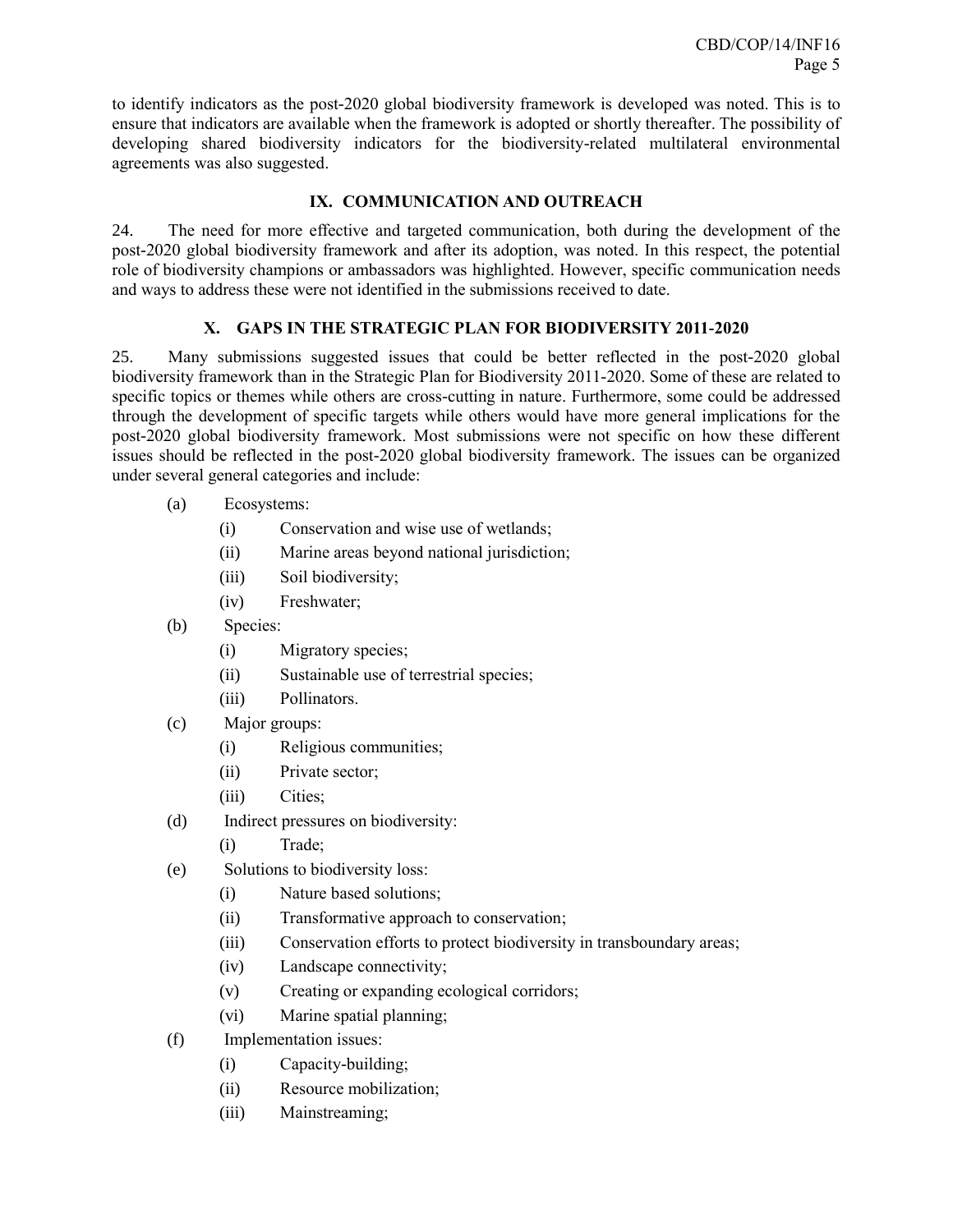to identify indicators as the post-2020 global biodiversity framework is developed was noted. This is to ensure that indicators are available when the framework is adopted or shortly thereafter. The possibility of developing shared biodiversity indicators for the biodiversity-related multilateral environmental agreements was also suggested.

## IX. COMMUNICATION AND OUTREACH

24. The need for more effective and targeted communication, both during the development of the post-2020 global biodiversity framework and after its adoption, was noted. In this respect, the potential role of biodiversity champions or ambassadors was highlighted. However, specific communication needs and ways to address these were not identified in the submissions received to date.

## X. GAPS IN THE STRATEGIC PLAN FOR BIODIVERSITY 2011-2020

25. Many submissions suggested issues that could be better reflected in the post-2020 global biodiversity framework than in the Strategic Plan for Biodiversity 2011-2020. Some of these are related to specific topics or themes while others are cross-cutting in nature. Furthermore, some could be addressed through the development of specific targets while others would have more general implications for the post-2020 global biodiversity framework. Most submissions were not specific on how these different issues should be reflected in the post-2020 global biodiversity framework. The issues can be organized under several general categories and include:

(a) Ecosystems:

- (i) Conservation and wise use of wetlands;
- (ii) Marine areas beyond national jurisdiction;
- (iii) Soil biodiversity;
- (iv) Freshwater;

(b) Species:

- (i) Migratory species;
- (ii) Sustainable use of terrestrial species;
- (iii) Pollinators.

(c) Major groups:

- (i) Religious communities;
- (ii) Private sector;
- (iii) Cities;

(d) Indirect pressures on biodiversity:

- (i) Trade;

(e) Solutions to biodiversity loss:

- (i) Nature based solutions;
- (ii) Transformative approach to conservation;
- (iii) Conservation efforts to protect biodiversity in transboundary areas;
- (iv) Landscape connectivity;
- (v) Creating or expanding ecological corridors;
- (vi) Marine spatial planning;

(f) Implementation issues:

- (i) Capacity-building;
- (ii) Resource mobilization;
- (iii) Mainstreaming;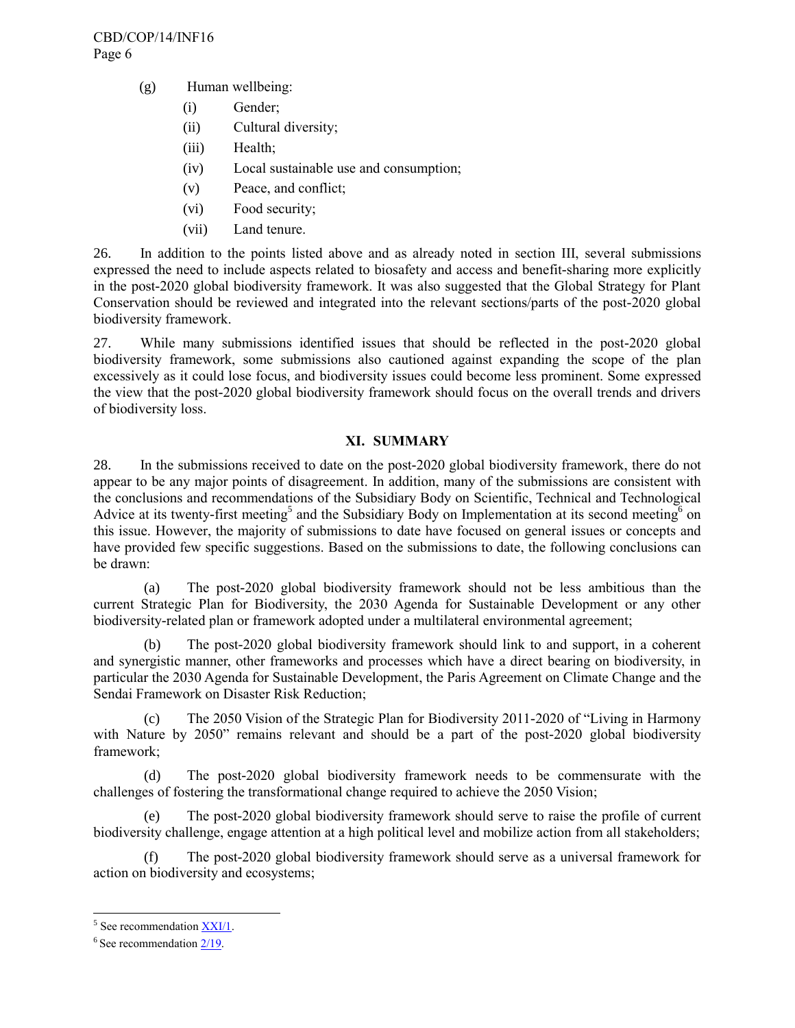(g) Human wellbeing:

   (i) Gender;

   (ii) Cultural diversity;

   (iii) Health;

   (iv) Local sustainable use and consumption;

   (v) Peace, and conflict;

   (vi) Food security;

   (vii) Land tenure.

26. In addition to the points listed above and as already noted in section III, several submissions expressed the need to include aspects related to biosafety and access and benefit-sharing more explicitly in the post-2020 global biodiversity framework. It was also suggested that the Global Strategy for Plant Conservation should be reviewed and integrated into the relevant sections/parts of the post-2020 global biodiversity framework.

27. While many submissions identified issues that should be reflected in the post-2020 global biodiversity framework, some submissions also cautioned against expanding the scope of the plan excessively as it could lose focus, and biodiversity issues could become less prominent. Some expressed the view that the post-2020 global biodiversity framework should focus on the overall trends and drivers of biodiversity loss.

## XI. SUMMARY

28. In the submissions received to date on the post-2020 global biodiversity framework, there do not appear to be any major points of disagreement. In addition, many of the submissions are consistent with the conclusions and recommendations of the Subsidiary Body on Scientific, Technical and Technological Advice at its twenty-first meeting[5] and the Subsidiary Body on Implementation at its second meeting[6] on this issue. However, the majority of submissions to date have focused on general issues or concepts and have provided few specific suggestions. Based on the submissions to date, the following conclusions can be drawn:

(a) The post-2020 global biodiversity framework should not be less ambitious than the current Strategic Plan for Biodiversity, the 2030 Agenda for Sustainable Development or any other biodiversity-related plan or framework adopted under a multilateral environmental agreement;

(b) The post-2020 global biodiversity framework should link to and support, in a coherent and synergistic manner, other frameworks and processes which have a direct bearing on biodiversity, in particular the 2030 Agenda for Sustainable Development, the Paris Agreement on Climate Change and the Sendai Framework on Disaster Risk Reduction;

(c) The 2050 Vision of the Strategic Plan for Biodiversity 2011-2020 of "Living in Harmony with Nature by 2050" remains relevant and should be a part of the post-2020 global biodiversity framework;

(d) The post-2020 global biodiversity framework needs to be commensurate with the challenges of fostering the transformational change required to achieve the 2050 Vision;

(e) The post-2020 global biodiversity framework should serve to raise the profile of current biodiversity challenge, engage attention at a high political level and mobilize action from all stakeholders;

(f) The post-2020 global biodiversity framework should serve as a universal framework for action on biodiversity and ecosystems;

---

[5] See recommendation XXI/1.

[6] See recommendation 2/19.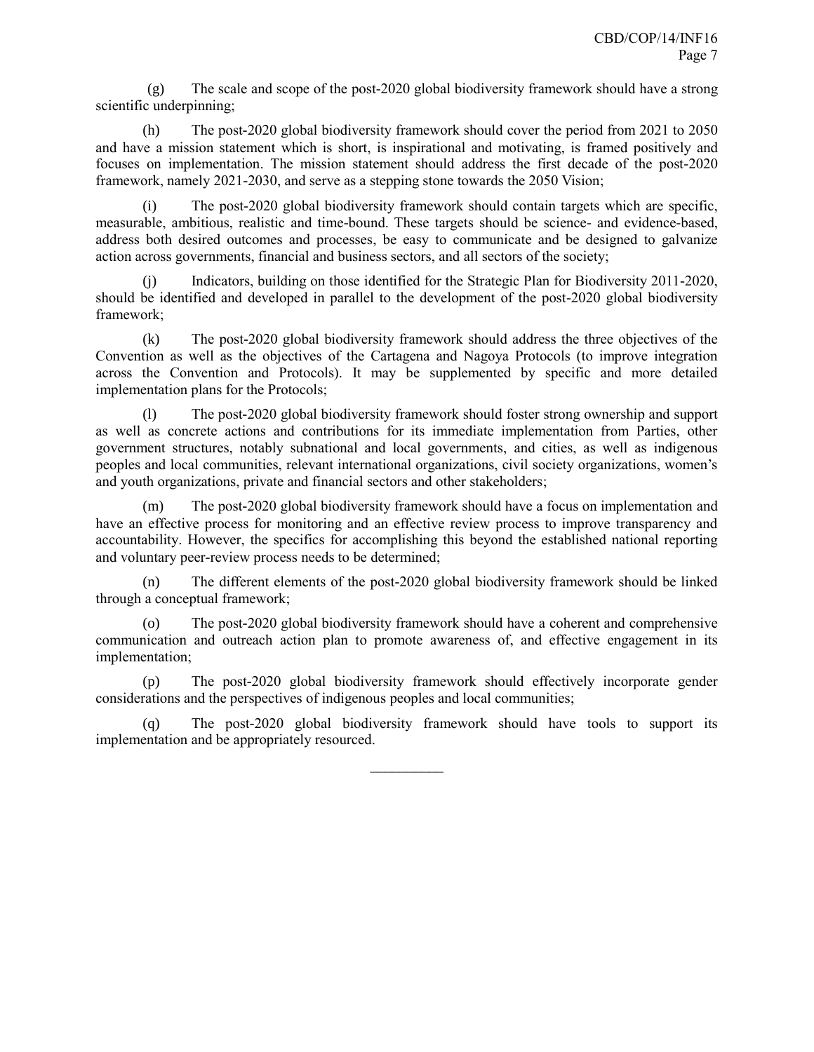(g) The scale and scope of the post-2020 global biodiversity framework should have a strong scientific underpinning;

(h) The post-2020 global biodiversity framework should cover the period from 2021 to 2050 and have a mission statement which is short, is inspirational and motivating, is framed positively and focuses on implementation. The mission statement should address the first decade of the post-2020 framework, namely 2021-2030, and serve as a stepping stone towards the 2050 Vision;

(i) The post-2020 global biodiversity framework should contain targets which are specific, measurable, ambitious, realistic and time-bound. These targets should be science- and evidence-based, address both desired outcomes and processes, be easy to communicate and be designed to galvanize action across governments, financial and business sectors, and all sectors of the society;

(j) Indicators, building on those identified for the Strategic Plan for Biodiversity 2011-2020, should be identified and developed in parallel to the development of the post-2020 global biodiversity framework;

(k) The post-2020 global biodiversity framework should address the three objectives of the Convention as well as the objectives of the Cartagena and Nagoya Protocols (to improve integration across the Convention and Protocols). It may be supplemented by specific and more detailed implementation plans for the Protocols;

(l) The post-2020 global biodiversity framework should foster strong ownership and support as well as concrete actions and contributions for its immediate implementation from Parties, other government structures, notably subnational and local governments, and cities, as well as indigenous peoples and local communities, relevant international organizations, civil society organizations, women's and youth organizations, private and financial sectors and other stakeholders;

(m) The post-2020 global biodiversity framework should have a focus on implementation and have an effective process for monitoring and an effective review process to improve transparency and accountability. However, the specifics for accomplishing this beyond the established national reporting and voluntary peer-review process needs to be determined;

(n) The different elements of the post-2020 global biodiversity framework should be linked through a conceptual framework;

(o) The post-2020 global biodiversity framework should have a coherent and comprehensive communication and outreach action plan to promote awareness of, and effective engagement in its implementation;

(p) The post-2020 global biodiversity framework should effectively incorporate gender considerations and the perspectives of indigenous peoples and local communities;

(q) The post-2020 global biodiversity framework should have tools to support its implementation and be appropriately resourced.

__________